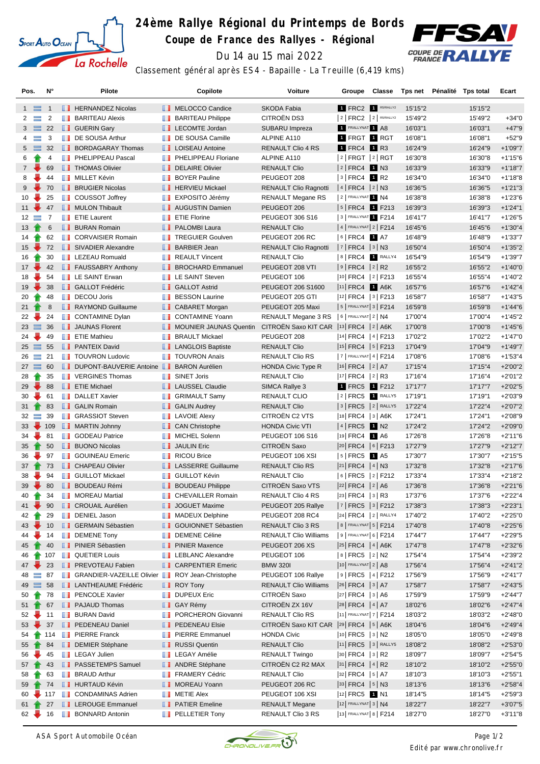# 24ème Rallye Régional du Printemps de Bords

## Coupe de France des Rallyes - Régional

Du 14 au 15 mai 2022

Classement général après ES4 - Bapaille - La Treuille (6,419 kms)

| Pos. | N° | Pilote | Copilote | Voiture | Groupe | Classe | Tps net | Pénalité | Tps total | Ecart |
|---|---|---|---|---|---|---|---|---|---|---|
| 1 | 1 | HERNANDEZ Nicolas | MELOCCO Candice | SKODA Fabia | 1 FRC2 | 1 R5/RALLY2 | 15'15"2 | | 15'15"2 | |
| 2 | 2 | BARITEAU Alexis | BARITEAU Philippe | CITROËN DS3 | 2 FRC2 | 2 R5/RALLY2 | 15'49"2 | | 15'49"2 | +34"0 |
| 3 | 22 | GUERIN Gary | LECOMTE Jordan | SUBARU Impreza | 1 FRALLYNAT | 1 A8 | 16'03"1 | | 16'03"1 | +47"9 |
| 4 | 3 | DE SOUSA Arthur | DE SOUSA Camille | ALPINE A110 | 1 FRGT | 1 RGT | 16'08"1 | | 16'08"1 | +52"9 |
| 5 | 32 | BORDAGARAY Thomas | LOISEAU Antoine | RENAULT Clio 4 RS | 1 FRC4 | 1 R3 | 16'24"9 | | 16'24"9 | +1'09"7 |
| 6 | 4 | PHELIPPEAU Pascal | PHELIPPEAU Floriane | ALPINE A110 | 2 FRGT | 2 RGT | 16'30"8 | | 16'30"8 | +1'15"6 |
| 7 | 69 | THOMAS Olivier | DELAIRE Olivier | RENAULT Clio | 2 FRC4 | 1 N3 | 16'33"9 | | 16'33"9 | +1'18"7 |
| 8 | 44 | MILLET Kévin | BOYER Pauline | PEUGEOT 208 | 3 FRC4 | 1 R2 | 16'34"0 | | 16'34"0 | +1'18"8 |
| 9 | 70 | BRUGIER Nicolas | HERVIEU Mickael | RENAULT Clio Ragnotti | 4 FRC4 | 2 N3 | 16'36"5 | | 16'36"5 | +1'21"3 |
| 10 | 25 | COUSSOT Joffrey | EXPOSITO Jérémy | RENAULT Megane RS | 2 FRALLYNAT | 1 N4 | 16'38"8 | | 16'38"8 | +1'23"6 |
| 11 | 47 | MULON Thibault | AUGUSTIN Damien | PEUGEOT 206 | 5 FRC4 | 1 F213 | 16'39"3 | | 16'39"3 | +1'24"1 |
| 12 | 7 | ETIE Laurent | ETIE Florine | PEUGEOT 306 S16 | 3 FRALLYNAT | 1 F214 | 16'41"7 | | 16'41"7 | +1'26"5 |
| 13 | 6 | BURAN Romain | PALOMBI Laura | RENAULT Clio | 4 FRALLYNAT | 2 F214 | 16'45"6 | | 16'45"6 | +1'30"4 |
| 14 | 62 | CORVAISIER Romain | TREGUIER Goulven | PEUGEOT 206 RC | 6 FRC4 | 1 A7 | 16'48"9 | | 16'48"9 | +1'33"7 |
| 15 | 72 | SIVADIER Alexandre | BARBIER Jean | RENAULT Clio Ragnotti | 7 FRC4 | 3 N3 | 16'50"4 | | 16'50"4 | +1'35"2 |
| 16 | 30 | LEZEAU Romuald | REAULT Vincent | RENAULT Clio | 8 FRC4 | 1 RALLY4 | 16'54"9 | | 16'54"9 | +1'39"7 |
| 17 | 42 | FAUSSABRY Anthony | BROCHARD Emmanuel | PEUGEOT 208 VTI | 9 FRC4 | 2 R2 | 16'55"2 | | 16'55"2 | +1'40"0 |
| 18 | 54 | LE SAINT Erwan | LE SAINT Steven | PEUGEOT 106 | 10 FRC4 | 2 F213 | 16'55"4 | | 16'55"4 | +1'40"2 |
| 19 | 38 | GALLOT Frédéric | GALLOT Astrid | PEUGEOT 206 S1600 | 11 FRC4 | 1 A6K | 16'57"6 | | 16'57"6 | +1'42"4 |
| 20 | 48 | DECOU Joris | BESSON Laurine | PEUGEOT 205 GTI | 12 FRC4 | 3 F213 | 16'58"7 | | 16'58"7 | +1'43"5 |
| 21 | 8 | RAYMOND Guillaume | CABARET Morgan | PEUGEOT 205 Maxi | 5 FRALLYNAT | 3 F214 | 16'59"8 | | 16'59"8 | +1'44"6 |
| 22 | 24 | CONTAMINE Dylan | CONTAMINE Yoann | RENAULT Megane 3 RS | 6 FRALLYNAT | 2 N4 | 17'00"4 | | 17'00"4 | +1'45"2 |
| 23 | 36 | JAUNAS Florent | MOUNIER JAUNAS Quentin | CITROËN Saxo KIT CAR | 13 FRC4 | 2 A6K | 17'00"8 | | 17'00"8 | +1'45"6 |
| 24 | 49 | ETIE Mathieu | BRAULT Mickael | PEUGEOT 208 | 14 FRC4 | 4 F213 | 17'02"2 | | 17'02"2 | +1'47"0 |
| 25 | 55 | PANTEIX David | LANGLOIS Baptiste | RENAULT Clio | 15 FRC4 | 5 F213 | 17'04"9 | | 17'04"9 | +1'49"7 |
| 26 | 21 | TOUVRON Ludovic | TOUVRON Anaïs | RENAULT Clio RS | 7 FRALLYNAT | 4 F214 | 17'08"6 | | 17'08"6 | +1'53"4 |
| 27 | 60 | DUPONT-BAUVERIE Antoine | BARON Aurélien | HONDA Civic Type R | 16 FRC4 | 2 A7 | 17'15"4 | | 17'15"4 | +2'00"2 |
| 28 | 35 | VERGINES Thomas | SINET Joris | RENAULT Clio | 17 FRC4 | 2 R3 | 17'16"4 | | 17'16"4 | +2'01"2 |
| 29 | 88 | ETIE Michael | LAUSSEL Claudie | SIMCA Rallye 3 | 1 FRC5 | 1 F212 | 17'17"7 | | 17'17"7 | +2'02"5 |
| 30 | 61 | DALLET Xavier | GRIMAULT Samy | RENAULT CLIO | 2 FRC5 | 1 RALLY5 | 17'19"1 | | 17'19"1 | +2'03"9 |
| 31 | 83 | GALIN Romain | GALIN Audrey | RENAULT Clio | 3 FRC5 | 2 RALLY5 | 17'22"4 | | 17'22"4 | +2'07"2 |
| 32 | 39 | GRASSIOT Steven | LAVOIE Alexy | CITROËN C2 VTS | 18 FRC4 | 3 A6K | 17'24"1 | | 17'24"1 | +2'08"9 |
| 33 | 109 | MARTIN Johnny | CAN Christophe | HONDA Civic VTI | 4 FRC5 | 1 N2 | 17'24"2 | | 17'24"2 | +2'09"0 |
| 34 | 81 | GODEAU Patrice | MICHEL Solenn | PEUGEOT 106 S16 | 19 FRC4 | 1 A6 | 17'26"8 | | 17'26"8 | +2'11"6 |
| 35 | 50 | BUONO Nicolas | JAULIN Eric | CITROËN Saxo | 20 FRC4 | 6 F213 | 17'27"9 | | 17'27"9 | +2'12"7 |
| 36 | 97 | GOUINEAU Emeric | RICOU Brice | PEUGEOT 106 XSI | 5 FRC5 | 1 A5 | 17'30"7 | | 17'30"7 | +2'15"5 |
| 37 | 73 | CHAPEAU Olivier | LASSERRE Guillaume | RENAULT Clio RS | 21 FRC4 | 4 N3 | 17'32"8 | | 17'32"8 | +2'17"6 |
| 38 | 94 | GUILLOT Mickael | GUILLOT Kévin | RENAULT Clio | 6 FRC5 | 2 F212 | 17'33"4 | | 17'33"4 | +2'18"2 |
| 39 | 80 | BOUDEAU Rémi | BOUDEAU Philippe | CITROËN Saxo VTS | 22 FRC4 | 2 A6 | 17'36"8 | | 17'36"8 | +2'21"6 |
| 40 | 34 | MOREAU Martial | CHEVAILLER Romain | RENAULT Clio 4 RS | 23 FRC4 | 3 R3 | 17'37"6 | | 17'37"6 | +2'22"4 |
| 41 | 90 | CROUAIL Aurélien | JOGUET Maxime | PEUGEOT 205 Rallye | 7 FRC5 | 3 F212 | 17'38"3 | | 17'38"3 | +2'23"1 |
| 42 | 29 | DENIEL Jason | MADEUX Delphine | PEUGEOT 208 RC4 | 24 FRC4 | 2 RALLY4 | 17'40"2 | | 17'40"2 | +2'25"0 |
| 43 | 10 | GERMAIN Sébastien | GOUIONNET Sébastien | RENAULT Clio 3 RS | 8 FRALLYNAT | 5 F214 | 17'40"8 | | 17'40"8 | +2'25"6 |
| 44 | 14 | DEMENE Tony | DEMENE Céline | RENAULT Clio Williams | 9 FRALLYNAT | 6 F214 | 17'44"7 | | 17'44"7 | +2'29"5 |
| 45 | 40 | PINIER Sébastien | PINIER Maxence | PEUGEOT 206 XS | 25 FRC4 | 4 A6K | 17'47"8 | | 17'47"8 | +2'32"6 |
| 46 | 107 | QUETIER Louis | LEBLANC Alexandre | PEUGEOT 106 | 8 FRC5 | 2 N2 | 17'54"4 | | 17'54"4 | +2'39"2 |
| 47 | 23 | PREVOTEAU Fabien | CARPENTIER Emeric | BMW 320I | 10 FRALLYNAT | 2 A8 | 17'56"4 | | 17'56"4 | +2'41"2 |
| 48 | 87 | GRANDIER-VAZEILLE Olivier | ROY Jean-Christophe | PEUGEOT 106 Rallye | 9 FRC5 | 4 F212 | 17'56"9 | | 17'56"9 | +2'41"7 |
| 49 | 58 | LANTHEAUME Frédéric | ROY Tony | RENAULT Clio Williams | 26 FRC4 | 3 A7 | 17'58"7 | | 17'58"7 | +2'43"5 |
| 50 | 78 | PENCOLE Xavier | DUPEUX Eric | CITROËN Saxo | 27 FRC4 | 3 A6 | 17'59"9 | | 17'59"9 | +2'44"7 |
| 51 | 67 | PAJAUD Thomas | GAY Rémy | CITROËN ZX 16V | 28 FRC4 | 4 A7 | 18'02"6 | | 18'02"6 | +2'47"4 |
| 52 | 11 | BURAN David | PORCHERON Giovanni | RENAULT Clio RS | 11 FRALLYNAT | 7 F214 | 18'03"2 | | 18'03"2 | +2'48"0 |
| 53 | 37 | PEDENEAU Daniel | PEDENEAU Elsie | CITROËN Saxo KIT CAR | 29 FRC4 | 5 A6K | 18'04"6 | | 18'04"6 | +2'49"4 |
| 54 | 114 | PIERRE Franck | PIERRE Emmanuel | HONDA Civic | 10 FRC5 | 3 N2 | 18'05"0 | | 18'05"0 | +2'49"8 |
| 55 | 84 | DEMIER Stéphane | RUSSI Quentin | RENAULT Clio | 11 FRC5 | 3 RALLY5 | 18'08"2 | | 18'08"2 | +2'53"0 |
| 56 | 45 | LEGAY Julien | LEGAY Amélie | RENAULT Twingo | 30 FRC4 | 3 R2 | 18'09"7 | | 18'09"7 | +2'54"5 |
| 57 | 43 | PASSETEMPS Samuel | ANDRE Stéphane | CITROËN C2 R2 MAX | 31 FRC4 | 4 R2 | 18'10"2 | | 18'10"2 | +2'55"0 |
| 58 | 63 | BRAUD Arthur | FRAMERY Cédric | RENAULT Clio | 32 FRC4 | 5 A7 | 18'10"3 | | 18'10"3 | +2'55"1 |
| 59 | 74 | HURTAUD Kévin | MOREAU Yoann | PEUGEOT 206 RC | 33 FRC4 | 5 N3 | 18'13"6 | | 18'13"6 | +2'58"4 |
| 60 | 117 | CONDAMINAS Adrien | METIE Alex | PEUGEOT 106 XSI | 12 FRC5 | 1 N1 | 18'14"5 | | 18'14"5 | +2'59"3 |
| 61 | 27 | LEROUGE Emmanuel | PATIER Emeline | RENAULT Megane | 12 FRALLYNAT | 3 N4 | 18'22"7 | | 18'22"7 | +3'07"5 |
| 62 | 16 | BONNARD Antonin | PELLETIER Tony | RENAULT Clio 3 RS | 13 FRALLYNAT | 8 F214 | 18'27"0 | | 18'27"0 | +3'11"8 |

ASA Sport Automobile Océan

Edité par www.chronolive.fr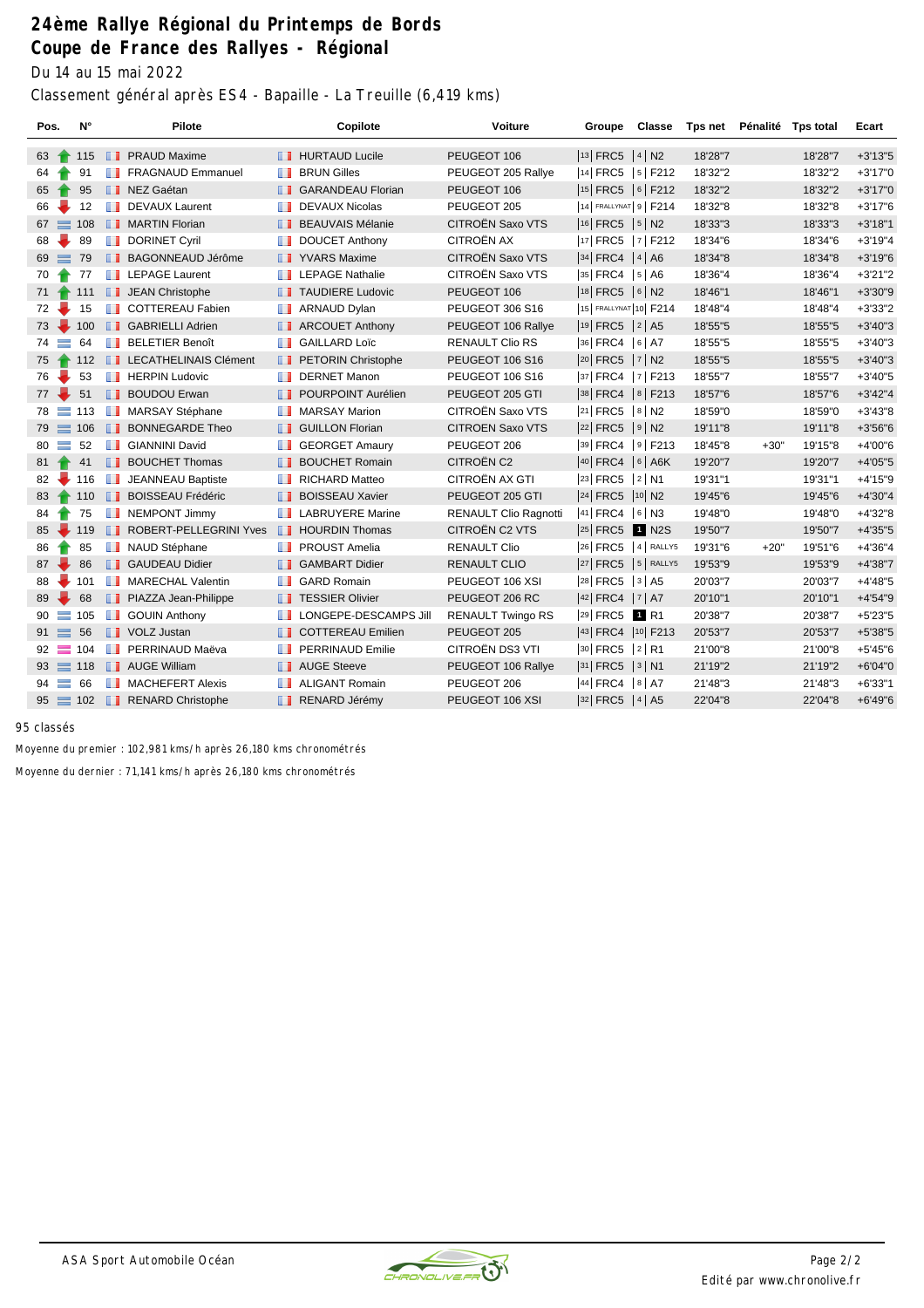# 24ème Rallye Régional du Printemps de Bords

## Coupe de France des Rallyes - Régional

Du 14 au 15 mai 2022

Classement général après ES4 - Bapaille - La Treuille (6,419 kms)

| Pos. | N° | Pilote | Copilote | Voiture | Groupe | Classe | Tps net | Pénalité | Tps total | Ecart |
|---|---|---|---|---|---|---|---|---|---|---|
| 63 | 115 | PRAUD Maxime | HURTAUD Lucile | PEUGEOT 106 | 13 FRC5 | 4 N2 | 18'28"7 | | 18'28"7 | +3'13"5 |
| 64 | 91 | FRAGNAUD Emmanuel | BRUN Gilles | PEUGEOT 205 Rallye | 14 FRC5 | 5 F212 | 18'32"2 | | 18'32"2 | +3'17"0 |
| 65 | 95 | NEZ Gaétan | GARANDEAU Florian | PEUGEOT 106 | 15 FRC5 | 6 F212 | 18'32"2 | | 18'32"2 | +3'17"0 |
| 66 | 12 | DEVAUX Laurent | DEVAUX Nicolas | PEUGEOT 205 | 14 FRALLYNAT | 9 F214 | 18'32"8 | | 18'32"8 | +3'17"6 |
| 67 | 108 | MARTIN Florian | BEAUVAIS Mélanie | CITROËN Saxo VTS | 16 FRC5 | 5 N2 | 18'33"3 | | 18'33"3 | +3'18"1 |
| 68 | 89 | DORINET Cyril | DOUCET Anthony | CITROËN AX | 17 FRC5 | 7 F212 | 18'34"6 | | 18'34"6 | +3'19"4 |
| 69 | 79 | BAGONNEAUD Jérôme | YVARS Maxime | CITROËN Saxo VTS | 34 FRC4 | 4 A6 | 18'34"8 | | 18'34"8 | +3'19"6 |
| 70 | 77 | LEPAGE Laurent | LEPAGE Nathalie | CITROËN Saxo VTS | 35 FRC4 | 5 A6 | 18'36"4 | | 18'36"4 | +3'21"2 |
| 71 | 111 | JEAN Christophe | TAUDIERE Ludovic | PEUGEOT 106 | 18 FRC5 | 6 N2 | 18'46"1 | | 18'46"1 | +3'30"9 |
| 72 | 15 | COTTEREAU Fabien | ARNAUD Dylan | PEUGEOT 306 S16 | 15 FRALLYNAT | 10 F214 | 18'48"4 | | 18'48"4 | +3'33"2 |
| 73 | 100 | GABRIELLI Adrien | ARCOUET Anthony | PEUGEOT 106 Rallye | 19 FRC5 | 2 A5 | 18'55"5 | | 18'55"5 | +3'40"3 |
| 74 | 64 | BELETIER Benoît | GAILLARD Loïc | RENAULT Clio RS | 36 FRC4 | 6 A7 | 18'55"5 | | 18'55"5 | +3'40"3 |
| 75 | 112 | LECATHELINAIS Clément | PETORIN Christophe | PEUGEOT 106 S16 | 20 FRC5 | 7 N2 | 18'55"5 | | 18'55"5 | +3'40"3 |
| 76 | 53 | HERPIN Ludovic | DERNET Manon | PEUGEOT 106 S16 | 37 FRC4 | 7 F213 | 18'55"7 | | 18'55"7 | +3'40"5 |
| 77 | 51 | BOUDOU Erwan | POURPOINT Aurélien | PEUGEOT 205 GTI | 38 FRC4 | 8 F213 | 18'57"6 | | 18'57"6 | +3'42"4 |
| 78 | 113 | MARSAY Stéphane | MARSAY Marion | CITROËN Saxo VTS | 21 FRC5 | 8 N2 | 18'59"0 | | 18'59"0 | +3'43"8 |
| 79 | 106 | BONNEGARDE Theo | GUILLON Florian | CITROEN Saxo VTS | 22 FRC5 | 9 N2 | 19'11"8 | | 19'11"8 | +3'56"6 |
| 80 | 52 | GIANNINI David | GEORGET Amaury | PEUGEOT 206 | 39 FRC4 | 9 F213 | 18'45"8 | +30" | 19'15"8 | +4'00"6 |
| 81 | 41 | BOUCHET Thomas | BOUCHET Romain | CITROËN C2 | 40 FRC4 | 6 A6K | 19'20"7 | | 19'20"7 | +4'05"5 |
| 82 | 116 | JEANNEAU Baptiste | RICHARD Matteo | CITROËN AX GTI | 23 FRC5 | 2 N1 | 19'31"1 | | 19'31"1 | +4'15"9 |
| 83 | 110 | BOISSEAU Frédéric | BOISSEAU Xavier | PEUGEOT 205 GTI | 24 FRC5 | 10 N2 | 19'45"6 | | 19'45"6 | +4'30"4 |
| 84 | 75 | NEMPONT Jimmy | LABRUYERE Marine | RENAULT Clio Ragnotti | 41 FRC4 | 6 N3 | 19'48"0 | | 19'48"0 | +4'32"8 |
| 85 | 119 | ROBERT-PELLEGRINI Yves | HOURDIN Thomas | CITROËN C2 VTS | 25 FRC5 | 1 N2S | 19'50"7 | | 19'50"7 | +4'35"5 |
| 86 | 85 | NAUD Stéphane | PROUST Amelia | RENAULT Clio | 26 FRC5 | 4 RALLY5 | 19'31"6 | +20" | 19'51"6 | +4'36"4 |
| 87 | 86 | GAUDEAU Didier | GAMBART Didier | RENAULT CLIO | 27 FRC5 | 5 RALLY5 | 19'53"9 | | 19'53"9 | +4'38"7 |
| 88 | 101 | MARECHAL Valentin | GARD Romain | PEUGEOT 106 XSI | 28 FRC5 | 3 A5 | 20'03"7 | | 20'03"7 | +4'48"5 |
| 89 | 68 | PIAZZA Jean-Philippe | TESSIER Olivier | PEUGEOT 206 RC | 42 FRC4 | 7 A7 | 20'10"1 | | 20'10"1 | +4'54"9 |
| 90 | 105 | GOUIN Anthony | LONGEPE-DESCAMPS Jill | RENAULT Twingo RS | 29 FRC5 | 1 R1 | 20'38"7 | | 20'38"7 | +5'23"5 |
| 91 | 56 | VOLZ Justan | COTTEREAU Emilien | PEUGEOT 205 | 43 FRC4 | 10 F213 | 20'53"7 | | 20'53"7 | +5'38"5 |
| 92 | 104 | PERRINAUD Maëva | PERRINAUD Emilie | CITROËN DS3 VTI | 30 FRC5 | 2 R1 | 21'00"8 | | 21'00"8 | +5'45"6 |
| 93 | 118 | AUGE William | AUGE Steeve | PEUGEOT 106 Rallye | 31 FRC5 | 3 N1 | 21'19"2 | | 21'19"2 | +6'04"0 |
| 94 | 66 | MACHEFERT Alexis | ALIGANT Romain | PEUGEOT 206 | 44 FRC4 | 8 A7 | 21'48"3 | | 21'48"3 | +6'33"1 |
| 95 | 102 | RENARD Christophe | RENARD Jérémy | PEUGEOT 106 XSI | 32 FRC5 | 4 A5 | 22'04"8 | | 22'04"8 | +6'49"6 |

95 classés

Moyenne du premier : 102,981 kms/h après 26,180 kms chronométrés

Moyenne du dernier : 71,141 kms/h après 26,180 kms chronométrés

ASA Sport Automobile Océan

Edité par www.chronolive.fr